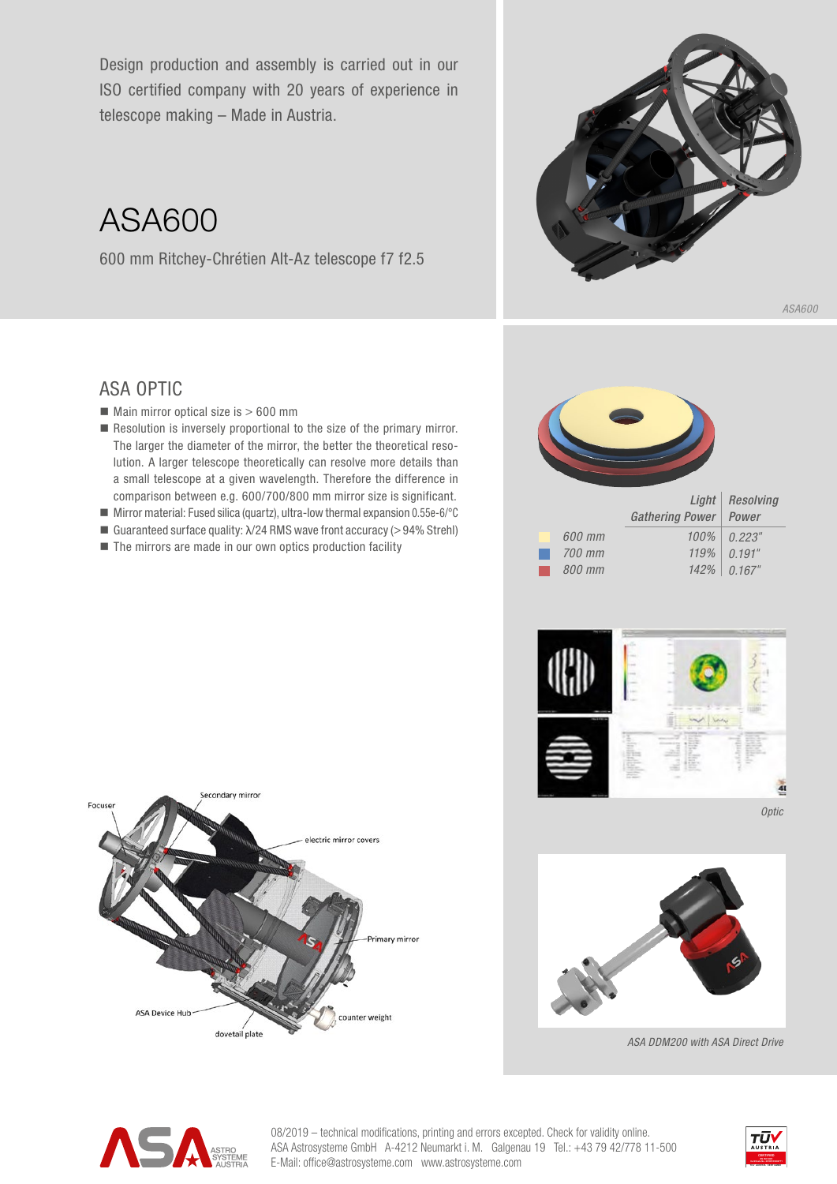Design production and assembly is carried out in our ISO certified company with 20 years of experience in telescope making – Made in Austria.

# ASA600

600 mm Ritchey-Chrétien Alt-Az telescope f7 f2.5

*ASA600*

## ASA OPTIC

- Main mirror optical size is > 600 mm
- Resolution is inversely proportional to the size of the primary mirror. The larger the diameter of the mirror, the better the theoretical resolution. A larger telescope theoretically can resolve more details than a small telescope at a given wavelength. Therefore the difference in comparison between e.g. 600/700/800 mm mirror size is significant.
- Mirror material: Fused silica (quartz), ultra-low thermal expansion 0.55e-6/°C
- Guaranteed surface quality: λ/24 RMS wave front accuracy (> 94% Strehl)
- The mirrors are made in our own optics production facility

| | Light Gathering Power | Resolving Power |
|---|---|---|
| *600 mm* | *100%* | *0.223"* |
| *700 mm* | *119%* | *0.191"* |
| *800 mm* | *142%* | *0.167"* |

*Optic*

Focuser, Secondary mirror, electric mirror covers, Primary mirror, ASA Device Hub, counter weight, dovetail plate

*ASA DDM200 with ASA Direct Drive*

08/2019 – technical modifications, printing and errors excepted. Check for validity online.
ASA Astrosysteme GmbH A-4212 Neumarkt i. M. Galgenau 19 Tel.: +43 79 42/778 11-500
E-Mail: office@astrosysteme.com www.astrosysteme.com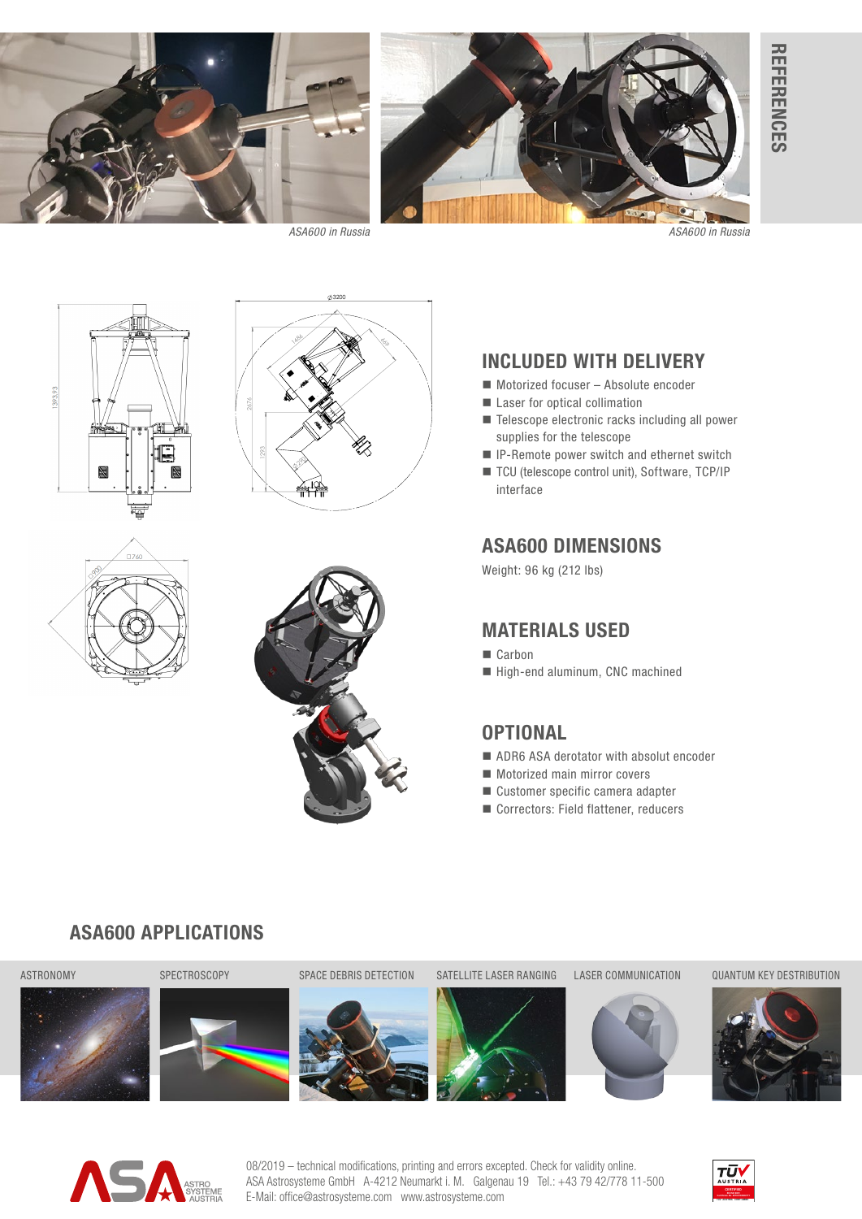ASA600 in Russia

ASA600 in Russia

REFERENCES

## INCLUDED WITH DELIVERY

- Motorized focuser – Absolute encoder
- Laser for optical collimation
- Telescope electronic racks including all power supplies for the telescope
- IP-Remote power switch and ethernet switch
- TCU (telescope control unit), Software, TCP/IP interface

## ASA600 DIMENSIONS

Weight: 96 kg (212 lbs)

## MATERIALS USED

- Carbon
- High-end aluminum, CNC machined

## OPTIONAL

- ADR6 ASA derotator with absolut encoder
- Motorized main mirror covers
- Customer specific camera adapter
- Correctors: Field flattener, reducers

## ASA600 APPLICATIONS

ASTRONOMY

SPECTROSCOPY

SPACE DEBRIS DETECTION

SATELLITE LASER RANGING

LASER COMMUNICATION

QUANTUM KEY DESTRIBUTION

08/2019 – technical modifications, printing and errors excepted. Check for validity online.
ASA Astrosysteme GmbH A-4212 Neumarkt i. M. Galgenau 19 Tel.: +43 79 42/778 11-500
E-Mail: office@astrosysteme.com www.astrosysteme.com